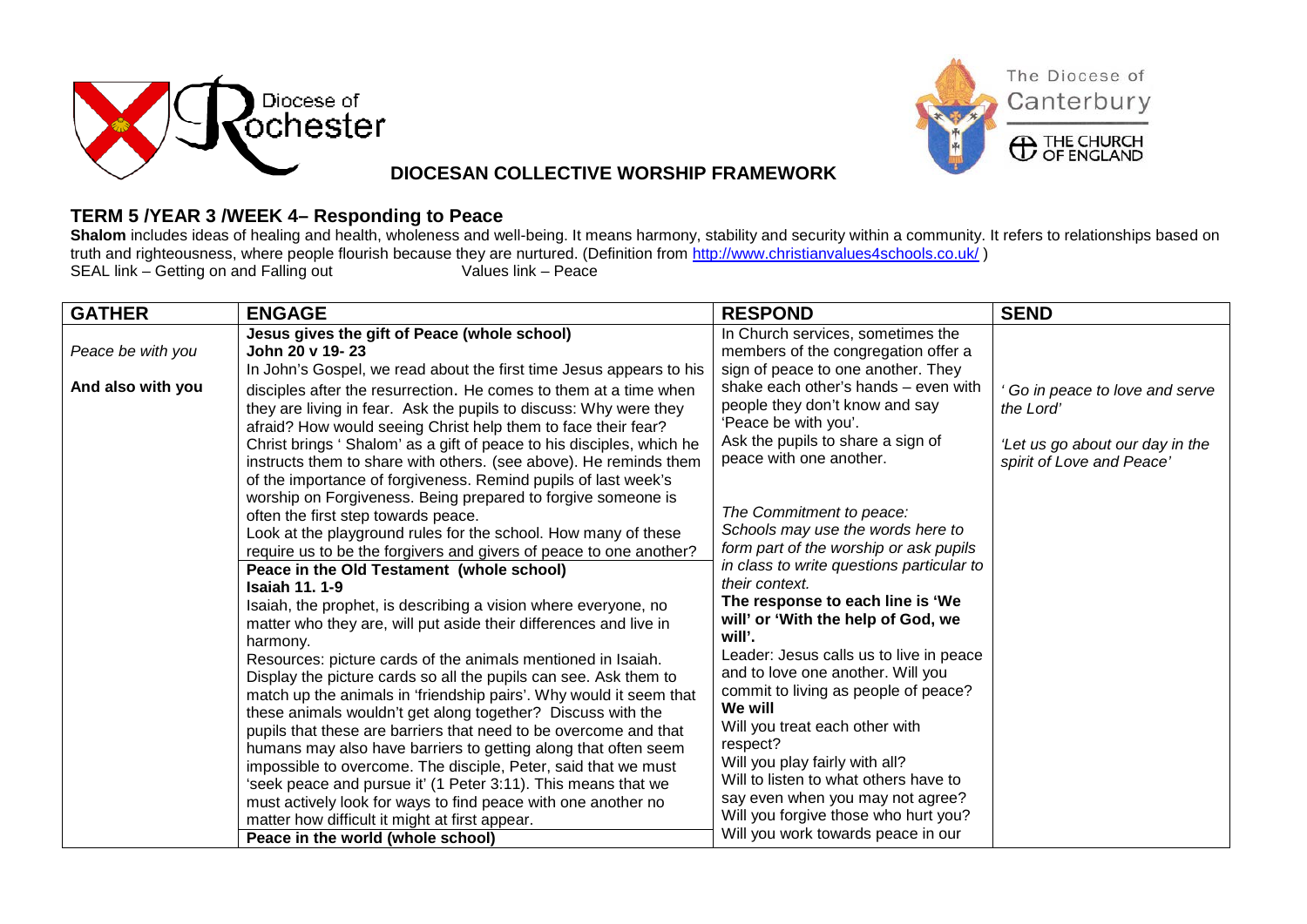Diocese of Rochester

The Diocese of Canterbury

THE CHURCH OF ENGLAND

## DIOCESAN COLLECTIVE WORSHIP FRAMEWORK

### TERM 5 /YEAR 3 /WEEK 4– Responding to Peace

**Shalom** includes ideas of healing and health, wholeness and well-being. It means harmony, stability and security within a community. It refers to relationships based on truth and righteousness, where people flourish because they are nurtured. (Definition from http://www.christianvalues4schools.co.uk/ )

SEAL link – Getting on and Falling out Values link – Peace

| GATHER | ENGAGE | RESPOND | SEND |
|---|---|---|---|
| *Peace be with you*<br><br>**And also with you** | **Jesus gives the gift of Peace (whole school)**<br>**John 20 v 19- 23**<br>In John's Gospel, we read about the first time Jesus appears to his disciples after the resurrection. He comes to them at a time when they are living in fear. Ask the pupils to discuss: Why were they afraid? How would seeing Christ help them to face their fear?<br>Christ brings ' Shalom' as a gift of peace to his disciples, which he instructs them to share with others. (see above). He reminds them of the importance of forgiveness. Remind pupils of last week's worship on Forgiveness. Being prepared to forgive someone is often the first step towards peace.<br>Look at the playground rules for the school. How many of these require us to be the forgivers and givers of peace to one another?<br>**Peace in the Old Testament (whole school)**<br>**Isaiah 11. 1-9**<br>Isaiah, the prophet, is describing a vision where everyone, no matter who they are, will put aside their differences and live in harmony.<br>Resources: picture cards of the animals mentioned in Isaiah.<br>Display the picture cards so all the pupils can see. Ask them to match up the animals in 'friendship pairs'. Why would it seem that these animals wouldn't get along together? Discuss with the pupils that these are barriers that need to be overcome and that humans may also have barriers to getting along that often seem impossible to overcome. The disciple, Peter, said that we must 'seek peace and pursue it' (1 Peter 3:11). This means that we must actively look for ways to find peace with one another no matter how difficult it might at first appear.<br>**Peace in the world (whole school)** | In Church services, sometimes the members of the congregation offer a sign of peace to one another. They shake each other's hands – even with people they don't know and say 'Peace be with you'.<br>Ask the pupils to share a sign of peace with one another.<br><br>*The Commitment to peace:*<br>*Schools may use the words here to form part of the worship or ask pupils in class to write questions particular to their context.*<br>**The response to each line is 'We will' or 'With the help of God, we will'.**<br>Leader: Jesus calls us to live in peace and to love one another. Will you commit to living as people of peace?<br>**We will**<br>Will you treat each other with respect?<br>Will you play fairly with all?<br>Will to listen to what others have to say even when you may not agree?<br>Will you forgive those who hurt you?<br>Will you work towards peace in our | *' Go in peace to love and serve the Lord'*<br><br>*'Let us go about our day in the spirit of Love and Peace'* |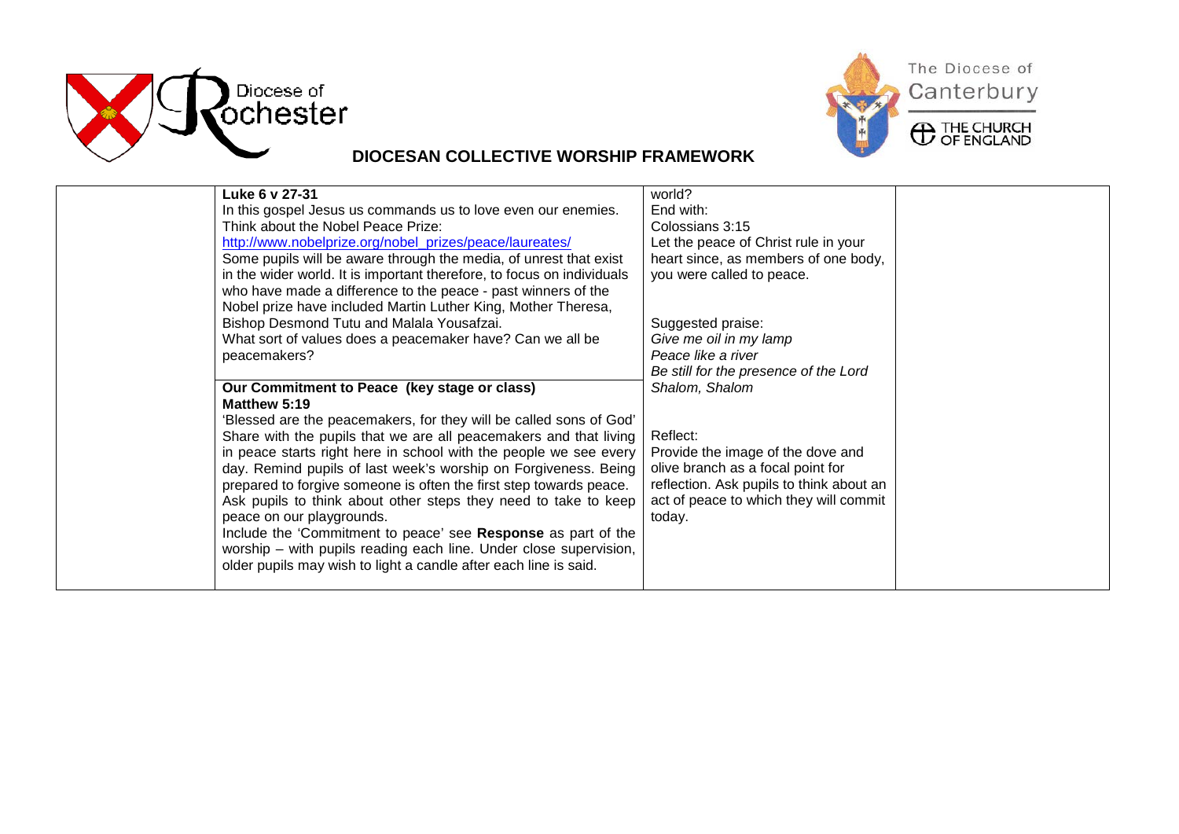## DIOCESAN COLLECTIVE WORSHIP FRAMEWORK

| | | | |
|---|---|---|---|
| | **Luke 6 v 27-31**<br>In this gospel Jesus us commands us to love even our enemies.<br>Think about the Nobel Peace Prize:<br>http://www.nobelprize.org/nobel_prizes/peace/laureates/<br>Some pupils will be aware through the media, of unrest that exist in the wider world. It is important therefore, to focus on individuals who have made a difference to the peace - past winners of the Nobel prize have included Martin Luther King, Mother Theresa, Bishop Desmond Tutu and Malala Yousafzai.<br>What sort of values does a peacemaker have? Can we all be peacemakers?<br><br>**Our Commitment to Peace (key stage or class)**<br>**Matthew 5:19**<br>'Blessed are the peacemakers, for they will be called sons of God'<br>Share with the pupils that we are all peacemakers and that living in peace starts right here in school with the people we see every day. Remind pupils of last week's worship on Forgiveness. Being prepared to forgive someone is often the first step towards peace. Ask pupils to think about other steps they need to take to keep peace on our playgrounds.<br>Include the 'Commitment to peace' see **Response** as part of the worship – with pupils reading each line. Under close supervision, older pupils may wish to light a candle after each line is said. | world?<br>End with:<br>Colossians 3:15<br>Let the peace of Christ rule in your heart since, as members of one body, you were called to peace.<br><br>Suggested praise:<br>*Give me oil in my lamp*<br>*Peace like a river*<br>*Be still for the presence of the Lord*<br>*Shalom, Shalom*<br><br>Reflect:<br>Provide the image of the dove and olive branch as a focal point for reflection. Ask pupils to think about an act of peace to which they will commit today. | |